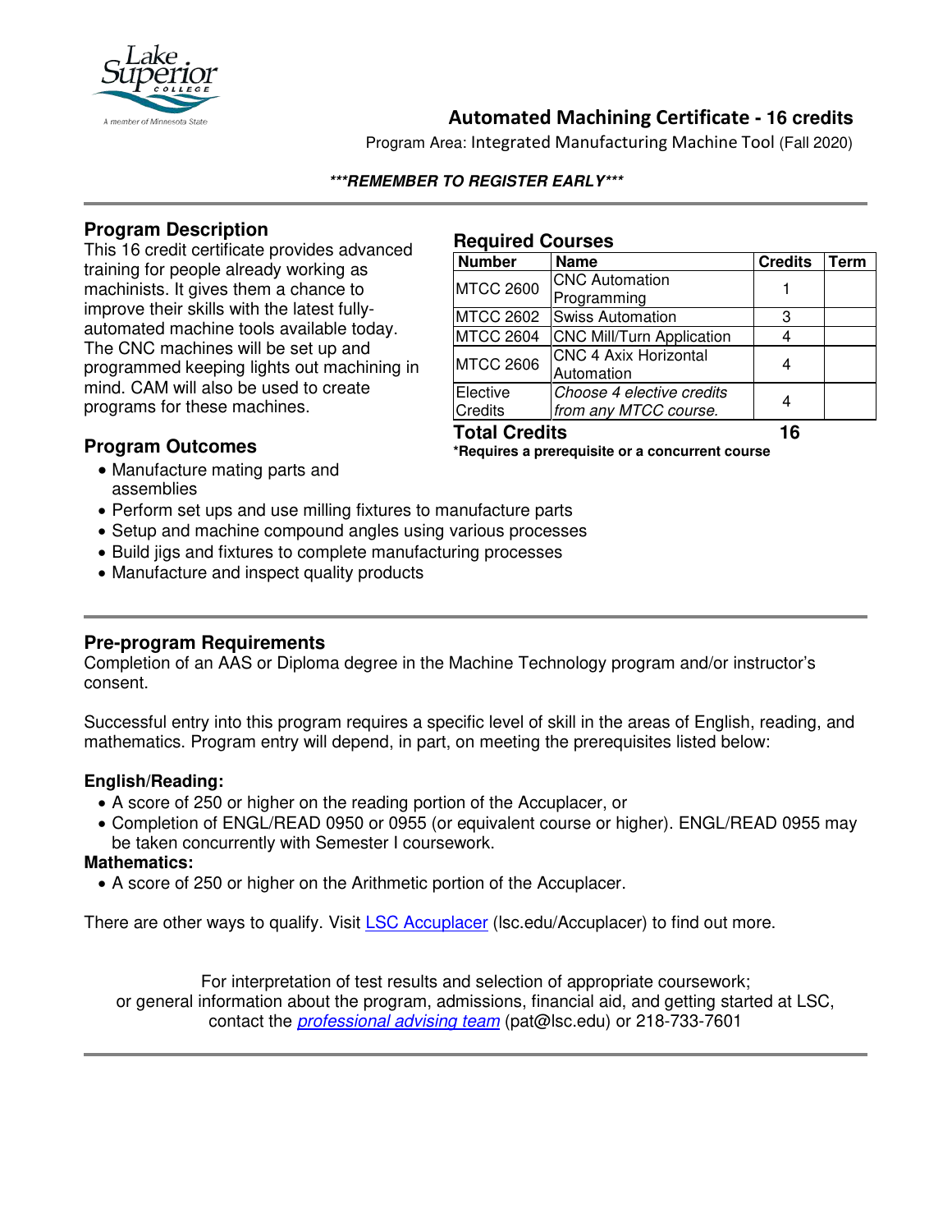# Automated Machining Certificate - 16 credits

Program Area: Integrated Manufacturing Machine Tool (Fall 2020)

***REMEMBER TO REGISTER EARLY***

## Program Description

This 16 credit certificate provides advanced training for people already working as machinists. It gives them a chance to improve their skills with the latest fully-automated machine tools available today. The CNC machines will be set up and programmed keeping lights out machining in mind. CAM will also be used to create programs for these machines.

## Required Courses

| Number | Name | Credits | Term |
|---|---|---|---|
| MTCC 2600 | CNC Automation Programming | 1 | |
| MTCC 2602 | Swiss Automation | 3 | |
| MTCC 2604 | CNC Mill/Turn Application | 4 | |
| MTCC 2606 | CNC 4 Axix Horizontal Automation | 4 | |
| Elective Credits | *Choose 4 elective credits from any MTCC course.* | 4 | |
| **Total Credits** | | **16** | |

***Requires a prerequisite or a concurrent course**

## Program Outcomes

- Manufacture mating parts and assemblies
- Perform set ups and use milling fixtures to manufacture parts
- Setup and machine compound angles using various processes
- Build jigs and fixtures to complete manufacturing processes
- Manufacture and inspect quality products

## Pre-program Requirements

Completion of an AAS or Diploma degree in the Machine Technology program and/or instructor's consent.

Successful entry into this program requires a specific level of skill in the areas of English, reading, and mathematics. Program entry will depend, in part, on meeting the prerequisites listed below:

### English/Reading:

- A score of 250 or higher on the reading portion of the Accuplacer, or
- Completion of ENGL/READ 0950 or 0955 (or equivalent course or higher). ENGL/READ 0955 may be taken concurrently with Semester I coursework.

### Mathematics:

- A score of 250 or higher on the Arithmetic portion of the Accuplacer.

There are other ways to qualify. Visit LSC Accuplacer (lsc.edu/Accuplacer) to find out more.

For interpretation of test results and selection of appropriate coursework; or general information about the program, admissions, financial aid, and getting started at LSC, contact the *professional advising team* (pat@lsc.edu) or 218-733-7601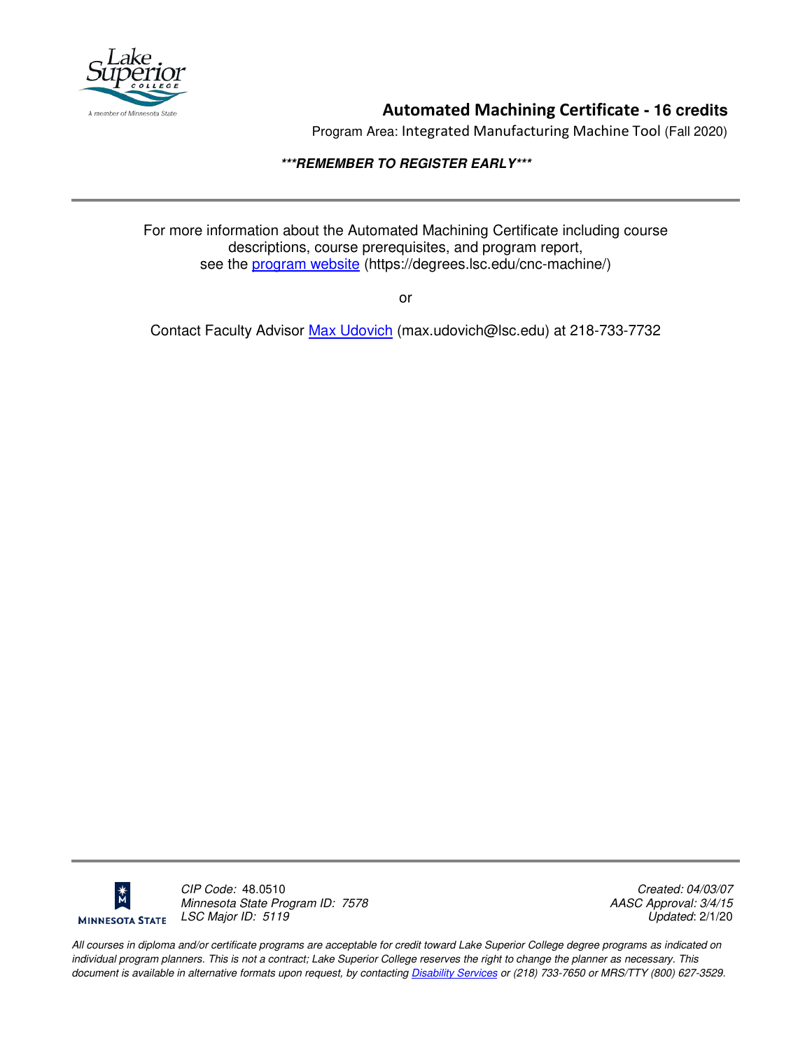# Automated Machining Certificate - 16 credits

Program Area: Integrated Manufacturing Machine Tool (Fall 2020)

***REMEMBER TO REGISTER EARLY***

---

For more information about the Automated Machining Certificate including course descriptions, course prerequisites, and program report, see the program website (https://degrees.lsc.edu/cnc-machine/)

or

Contact Faculty Advisor Max Udovich (max.udovich@lsc.edu) at 218-733-7732

---

*CIP Code:* 48.0510
*Minnesota State Program ID: 7578*
*LSC Major ID: 5119*

*Created: 04/03/07*
*AASC Approval: 3/4/15*
*Updated*: 2/1/20

*All courses in diploma and/or certificate programs are acceptable for credit toward Lake Superior College degree programs as indicated on individual program planners. This is not a contract; Lake Superior College reserves the right to change the planner as necessary. This document is available in alternative formats upon request, by contacting Disability Services or (218) 733-7650 or MRS/TTY (800) 627-3529.*